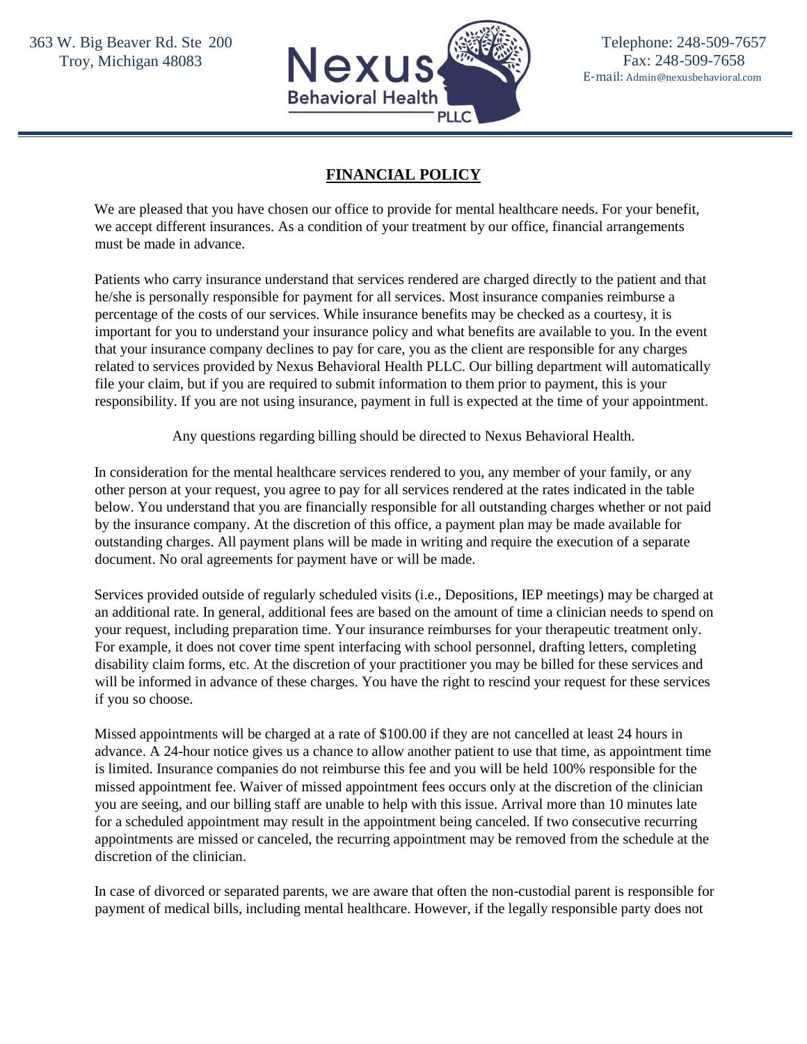363 W. Big Beaver Rd. Ste 200
Troy, Michigan 48083

Nexus Behavioral Health PLLC

Telephone: 248-509-7657
Fax: 248-509-7658
E-mail: Admin@nexusbehavioral.com

# FINANCIAL POLICY

We are pleased that you have chosen our office to provide for mental healthcare needs. For your benefit, we accept different insurances. As a condition of your treatment by our office, financial arrangements must be made in advance.

Patients who carry insurance understand that services rendered are charged directly to the patient and that he/she is personally responsible for payment for all services. Most insurance companies reimburse a percentage of the costs of our services. While insurance benefits may be checked as a courtesy, it is important for you to understand your insurance policy and what benefits are available to you. In the event that your insurance company declines to pay for care, you as the client are responsible for any charges related to services provided by Nexus Behavioral Health PLLC. Our billing department will automatically file your claim, but if you are required to submit information to them prior to payment, this is your responsibility. If you are not using insurance, payment in full is expected at the time of your appointment.

Any questions regarding billing should be directed to Nexus Behavioral Health.

In consideration for the mental healthcare services rendered to you, any member of your family, or any other person at your request, you agree to pay for all services rendered at the rates indicated in the table below. You understand that you are financially responsible for all outstanding charges whether or not paid by the insurance company. At the discretion of this office, a payment plan may be made available for outstanding charges. All payment plans will be made in writing and require the execution of a separate document. No oral agreements for payment have or will be made.

Services provided outside of regularly scheduled visits (i.e., Depositions, IEP meetings) may be charged at an additional rate. In general, additional fees are based on the amount of time a clinician needs to spend on your request, including preparation time. Your insurance reimburses for your therapeutic treatment only. For example, it does not cover time spent interfacing with school personnel, drafting letters, completing disability claim forms, etc. At the discretion of your practitioner you may be billed for these services and will be informed in advance of these charges. You have the right to rescind your request for these services if you so choose.

Missed appointments will be charged at a rate of $100.00 if they are not cancelled at least 24 hours in advance. A 24-hour notice gives us a chance to allow another patient to use that time, as appointment time is limited. Insurance companies do not reimburse this fee and you will be held 100% responsible for the missed appointment fee. Waiver of missed appointment fees occurs only at the discretion of the clinician you are seeing, and our billing staff are unable to help with this issue. Arrival more than 10 minutes late for a scheduled appointment may result in the appointment being canceled. If two consecutive recurring appointments are missed or canceled, the recurring appointment may be removed from the schedule at the discretion of the clinician.

In case of divorced or separated parents, we are aware that often the non-custodial parent is responsible for payment of medical bills, including mental healthcare. However, if the legally responsible party does not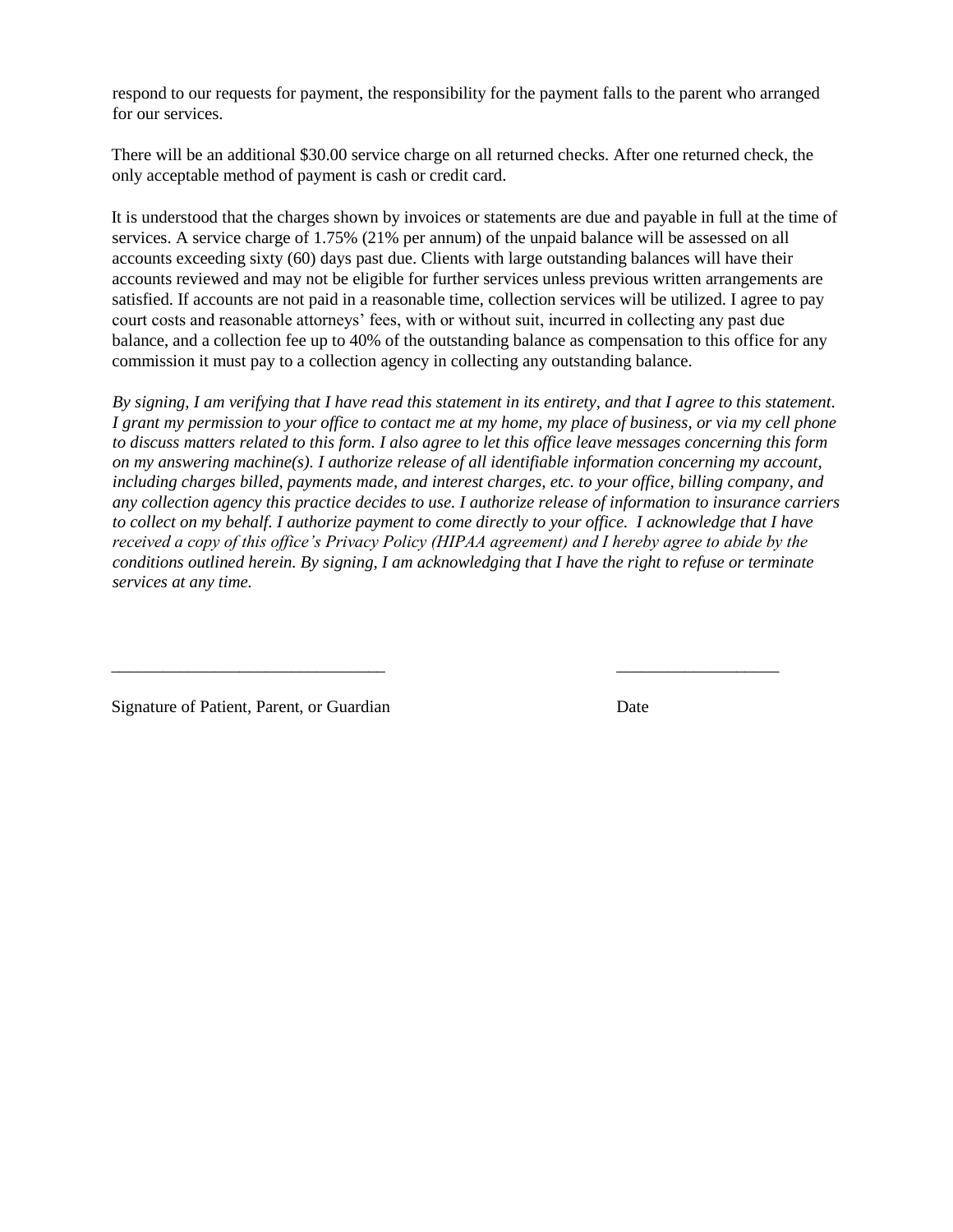respond to our requests for payment, the responsibility for the payment falls to the parent who arranged for our services.

There will be an additional $30.00 service charge on all returned checks. After one returned check, the only acceptable method of payment is cash or credit card.

It is understood that the charges shown by invoices or statements are due and payable in full at the time of services. A service charge of 1.75% (21% per annum) of the unpaid balance will be assessed on all accounts exceeding sixty (60) days past due. Clients with large outstanding balances will have their accounts reviewed and may not be eligible for further services unless previous written arrangements are satisfied. If accounts are not paid in a reasonable time, collection services will be utilized. I agree to pay court costs and reasonable attorneys' fees, with or without suit, incurred in collecting any past due balance, and a collection fee up to 40% of the outstanding balance as compensation to this office for any commission it must pay to a collection agency in collecting any outstanding balance.

*By signing, I am verifying that I have read this statement in its entirety, and that I agree to this statement. I grant my permission to your office to contact me at my home, my place of business, or via my cell phone to discuss matters related to this form. I also agree to let this office leave messages concerning this form on my answering machine(s). I authorize release of all identifiable information concerning my account, including charges billed, payments made, and interest charges, etc. to your office, billing company, and any collection agency this practice decides to use. I authorize release of information to insurance carriers to collect on my behalf. I authorize payment to come directly to your office. I acknowledge that I have received a copy of this office's Privacy Policy (HIPAA agreement) and I hereby agree to abide by the conditions outlined herein. By signing, I am acknowledging that I have the right to refuse or terminate services at any time.*

________________________________ ___________________

Signature of Patient, Parent, or Guardian Date